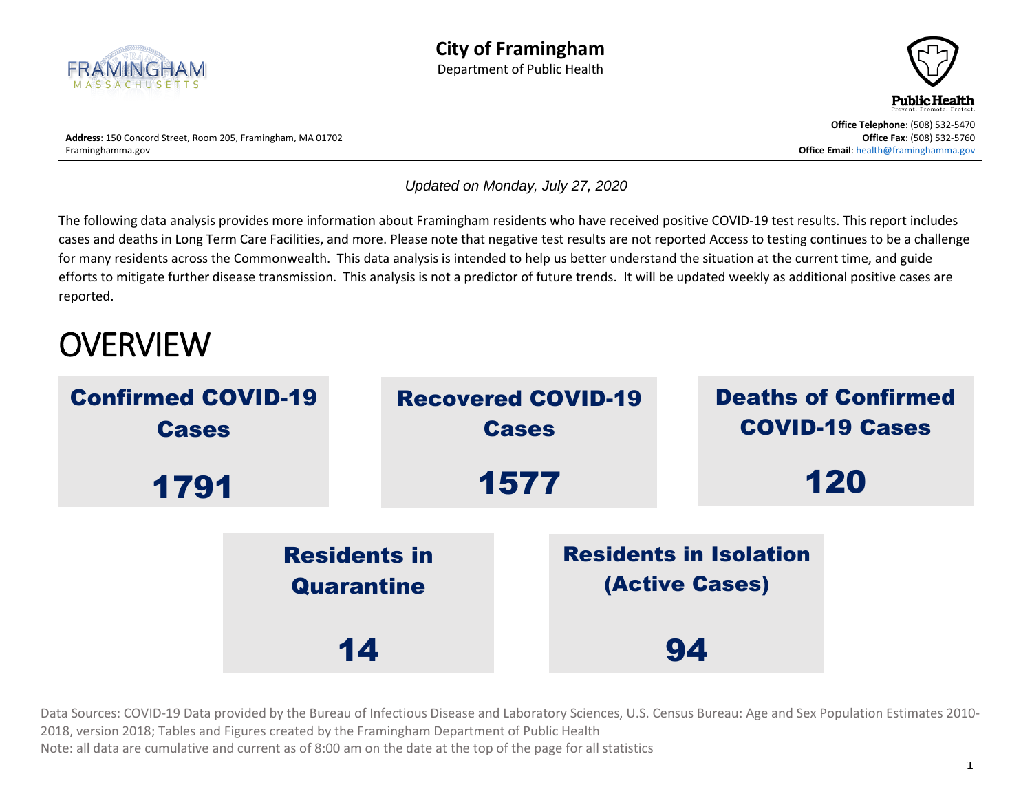# City of Framingham

Department of Public Health

**Address**: 150 Concord Street, Room 205, Framingham, MA 01702
Framinghamma.gov

**Office Telephone**: (508) 532-5470
**Office Fax**: (508) 532-5760
**Office Email**: health@framinghamma.gov

*Updated on Monday, July 27, 2020*

The following data analysis provides more information about Framingham residents who have received positive COVID-19 test results. This report includes cases and deaths in Long Term Care Facilities, and more. Please note that negative test results are not reported Access to testing continues to be a challenge for many residents across the Commonwealth. This data analysis is intended to help us better understand the situation at the current time, and guide efforts to mitigate further disease transmission. This analysis is not a predictor of future trends. It will be updated weekly as additional positive cases are reported.

# OVERVIEW

| Confirmed COVID-19 Cases | Recovered COVID-19 Cases | Deaths of Confirmed COVID-19 Cases |
|---|---|---|
| 1791 | 1577 | 120 |

| Residents in Quarantine | Residents in Isolation (Active Cases) |
|---|---|
| 14 | 94 |

Data Sources: COVID-19 Data provided by the Bureau of Infectious Disease and Laboratory Sciences, U.S. Census Bureau: Age and Sex Population Estimates 2010-2018, version 2018; Tables and Figures created by the Framingham Department of Public Health
Note: all data are cumulative and current as of 8:00 am on the date at the top of the page for all statistics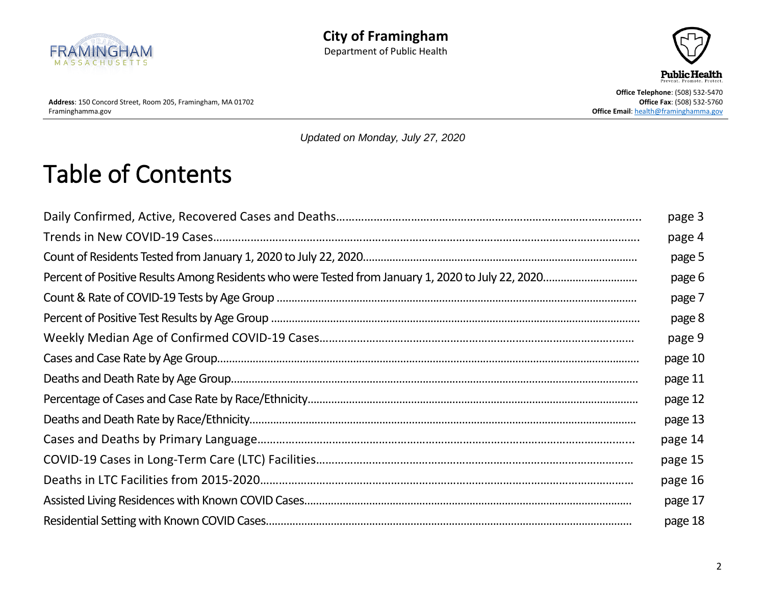**City of Framingham**
Department of Public Health

**Address**: 150 Concord Street, Room 205, Framingham, MA 01702
Framinghamma.gov

**Office Telephone**: (508) 532-5470
**Office Fax**: (508) 532-5760
**Office Email**: health@framinghamma.gov

*Updated on Monday, July 27, 2020*

# Table of Contents

| | |
|---|---|
| Daily Confirmed, Active, Recovered Cases and Deaths | page 3 |
| Trends in New COVID-19 Cases | page 4 |
| Count of Residents Tested from January 1, 2020 to July 22, 2020 | page 5 |
| Percent of Positive Results Among Residents who were Tested from January 1, 2020 to July 22, 2020 | page 6 |
| Count & Rate of COVID-19 Tests by Age Group | page 7 |
| Percent of Positive Test Results by Age Group | page 8 |
| Weekly Median Age of Confirmed COVID-19 Cases | page 9 |
| Cases and Case Rate by Age Group | page 10 |
| Deaths and Death Rate by Age Group | page 11 |
| Percentage of Cases and Case Rate by Race/Ethnicity | page 12 |
| Deaths and Death Rate by Race/Ethnicity | page 13 |
| Cases and Deaths by Primary Language | page 14 |
| COVID-19 Cases in Long-Term Care (LTC) Facilities | page 15 |
| Deaths in LTC Facilities from 2015-2020 | page 16 |
| Assisted Living Residences with Known COVID Cases | page 17 |
| Residential Setting with Known COVID Cases | page 18 |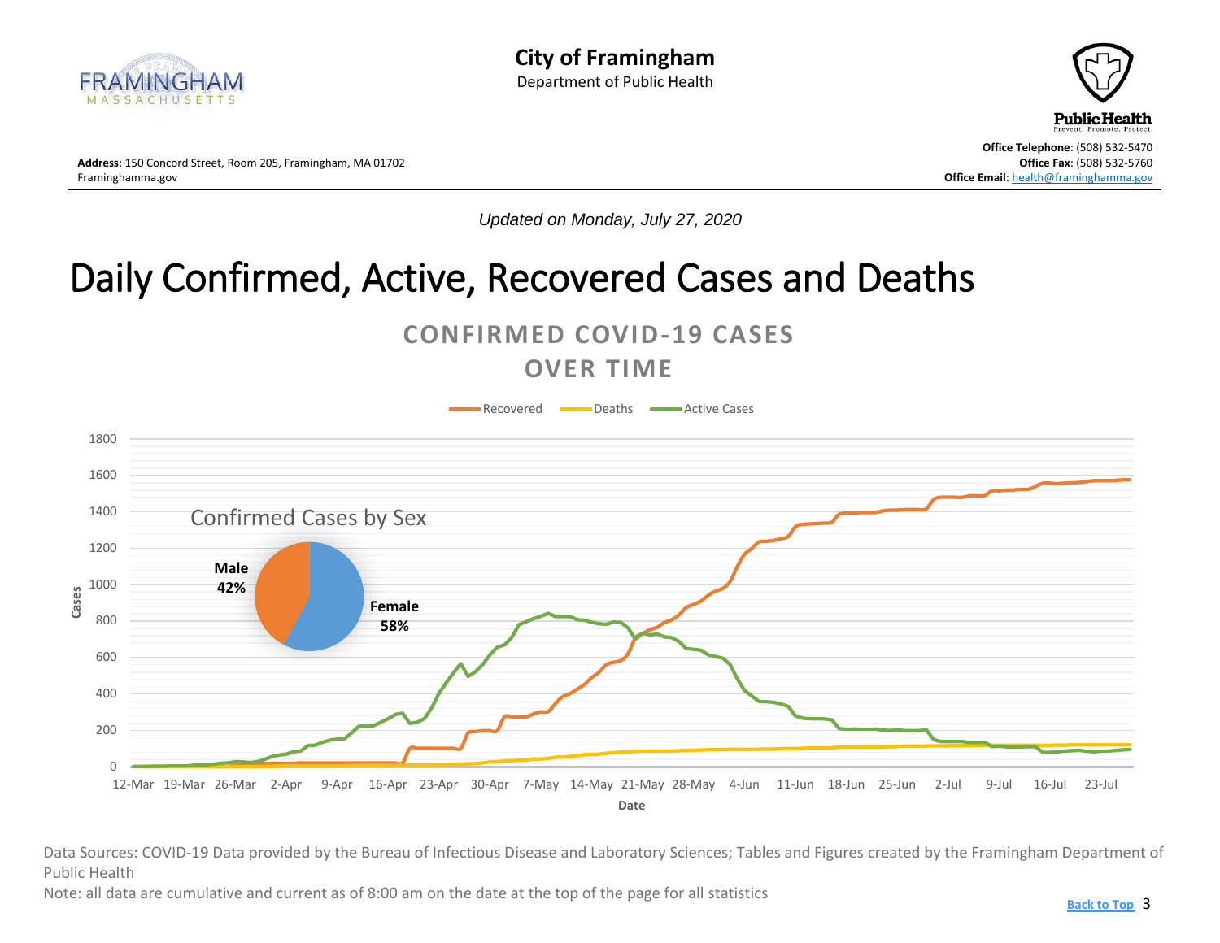**City of Framingham**
Department of Public Health

**Address**: 150 Concord Street, Room 205, Framingham, MA 01702
Framinghamma.gov

**Office Telephone**: (508) 532-5470
**Office Fax**: (508) 532-5760
**Office Email**: health@framinghamma.gov

*Updated on Monday, July 27, 2020*

# Daily Confirmed, Active, Recovered Cases and Deaths

**CONFIRMED COVID-19 CASES OVER TIME**

Recovered | Deaths | Active Cases

Confirmed Cases by Sex

**Male 42%**

**Female 58%**

Cases

Date

Data Sources: COVID-19 Data provided by the Bureau of Infectious Disease and Laboratory Sciences; Tables and Figures created by the Framingham Department of Public Health

Note: all data are cumulative and current as of 8:00 am on the date at the top of the page for all statistics

Back to Top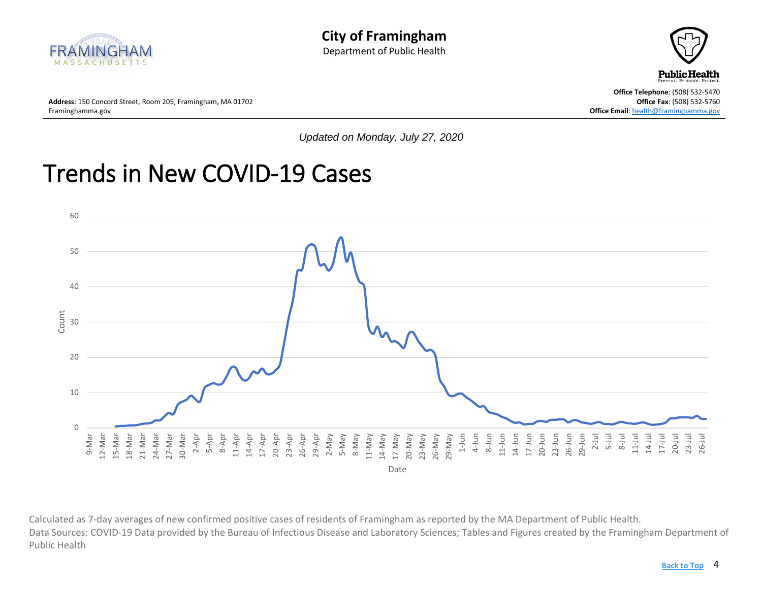**City of Framingham**
Department of Public Health

**Address**: 150 Concord Street, Room 205, Framingham, MA 01702
Framinghamma.gov

**Office Telephone**: (508) 532-5470
**Office Fax**: (508) 532-5760
**Office Email**: health@framinghamma.gov

*Updated on Monday, July 27, 2020*

# Trends in New COVID-19 Cases

Calculated as 7-day averages of new confirmed positive cases of residents of Framingham as reported by the MA Department of Public Health.
Data Sources: COVID-19 Data provided by the Bureau of Infectious Disease and Laboratory Sciences; Tables and Figures created by the Framingham Department of Public Health

Back to Top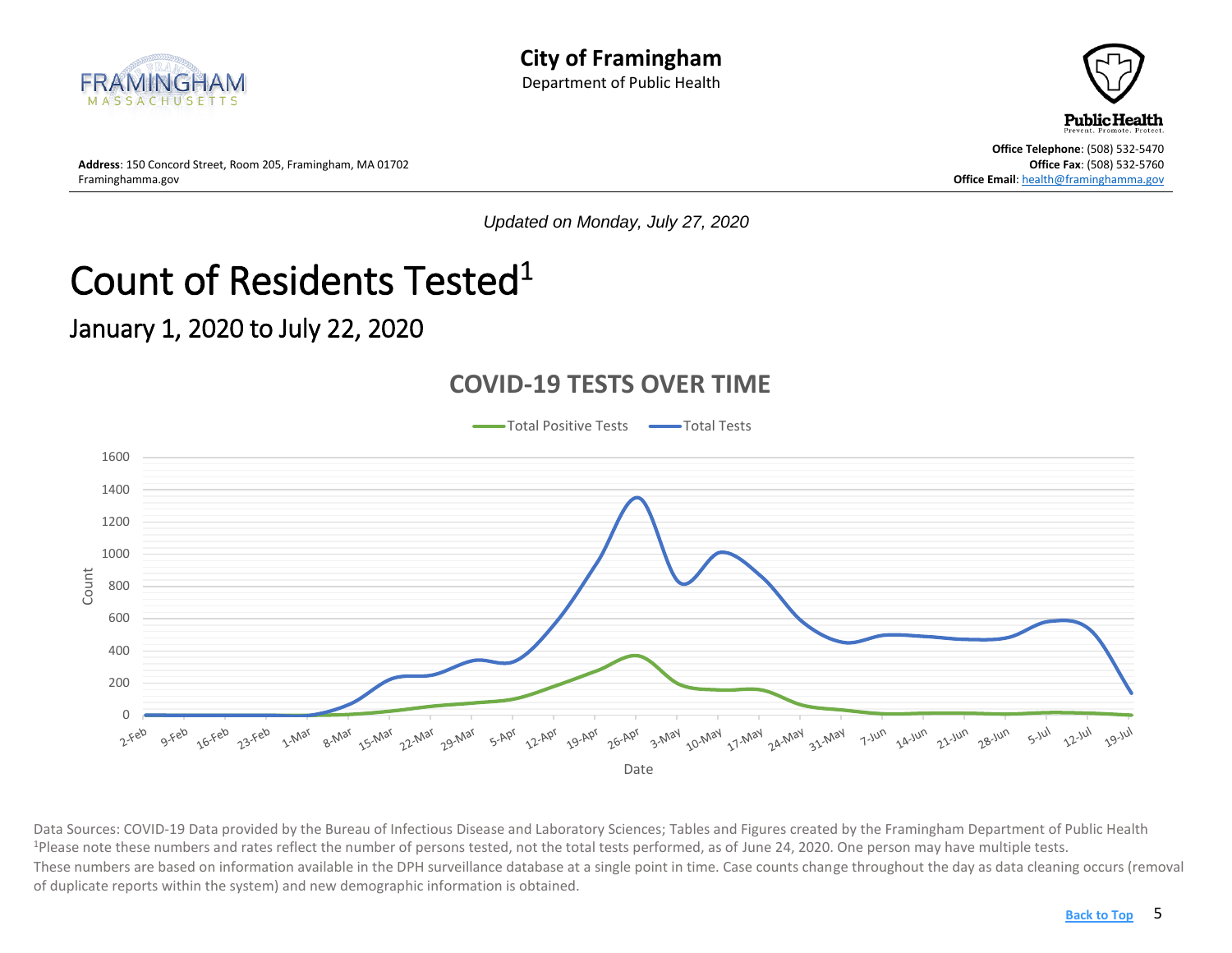**City of Framingham**
Department of Public Health

**Address**: 150 Concord Street, Room 205, Framingham, MA 01702
Framinghamma.gov

**Office Telephone**: (508) 532-5470
**Office Fax**: (508) 532-5760
**Office Email**: health@framinghamma.gov

*Updated on Monday, July 27, 2020*

# Count of Residents Tested[1]

## January 1, 2020 to July 22, 2020

**COVID-19 TESTS OVER TIME**

Total Positive Tests — Total Tests

Data Sources: COVID-19 Data provided by the Bureau of Infectious Disease and Laboratory Sciences; Tables and Figures created by the Framingham Department of Public Health
[1]Please note these numbers and rates reflect the number of persons tested, not the total tests performed, as of June 24, 2020. One person may have multiple tests.
These numbers are based on information available in the DPH surveillance database at a single point in time. Case counts change throughout the day as data cleaning occurs (removal of duplicate reports within the system) and new demographic information is obtained.

Back to Top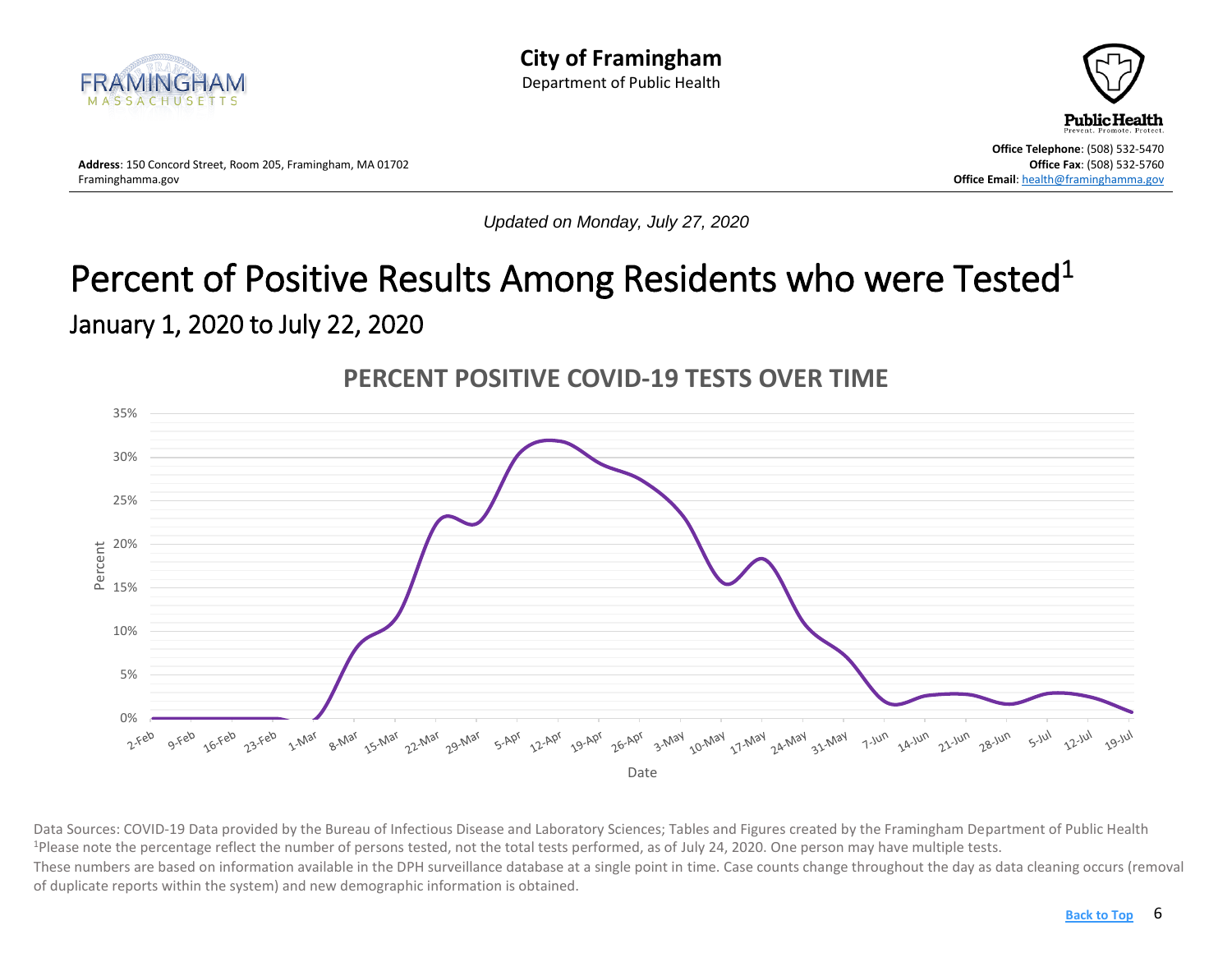*Updated on Monday, July 27, 2020*

# Percent of Positive Results Among Residents who were Tested[1]

## January 1, 2020 to July 22, 2020

### PERCENT POSITIVE COVID-19 TESTS OVER TIME

Data Sources: COVID-19 Data provided by the Bureau of Infectious Disease and Laboratory Sciences; Tables and Figures created by the Framingham Department of Public Health

[1]Please note the percentage reflect the number of persons tested, not the total tests performed, as of July 24, 2020. One person may have multiple tests.

These numbers are based on information available in the DPH surveillance database at a single point in time. Case counts change throughout the day as data cleaning occurs (removal of duplicate reports within the system) and new demographic information is obtained.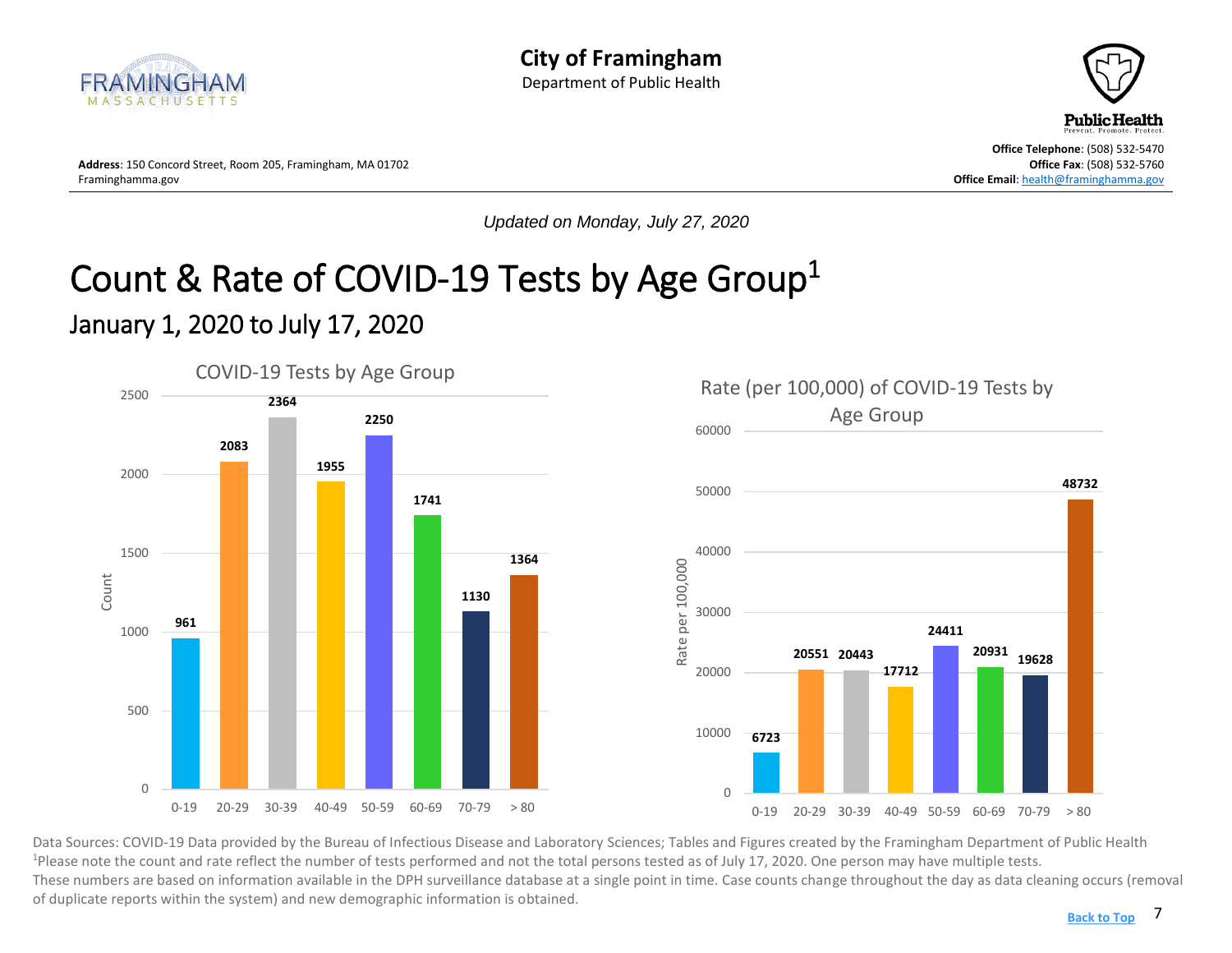**City of Framingham**
Department of Public Health

**Address**: 150 Concord Street, Room 205, Framingham, MA 01702
Framinghamma.gov

**Office Telephone**: (508) 532-5470
**Office Fax**: (508) 532-5760
**Office Email**: health@framinghamma.gov

*Updated on Monday, July 27, 2020*

# Count & Rate of COVID-19 Tests by Age Group[1]

## January 1, 2020 to July 17, 2020

**COVID-19 Tests by Age Group**

| Age Group | Count |
|---|---|
| 0-19 | 961 |
| 20-29 | 2083 |
| 30-39 | 2364 |
| 40-49 | 1955 |
| 50-59 | 2250 |
| 60-69 | 1741 |
| 70-79 | 1130 |
| > 80 | 1364 |

**Rate (per 100,000) of COVID-19 Tests by Age Group**

| Age Group | Rate per 100,000 |
|---|---|
| 0-19 | 6723 |
| 20-29 | 20551 |
| 30-39 | 20443 |
| 40-49 | 17712 |
| 50-59 | 24411 |
| 60-69 | 20931 |
| 70-79 | 19628 |
| > 80 | 48732 |

Data Sources: COVID-19 Data provided by the Bureau of Infectious Disease and Laboratory Sciences; Tables and Figures created by the Framingham Department of Public Health
[1]Please note the count and rate reflect the number of tests performed and not the total persons tested as of July 17, 2020. One person may have multiple tests.
These numbers are based on information available in the DPH surveillance database at a single point in time. Case counts change throughout the day as data cleaning occurs (removal of duplicate reports within the system) and new demographic information is obtained.

Back to Top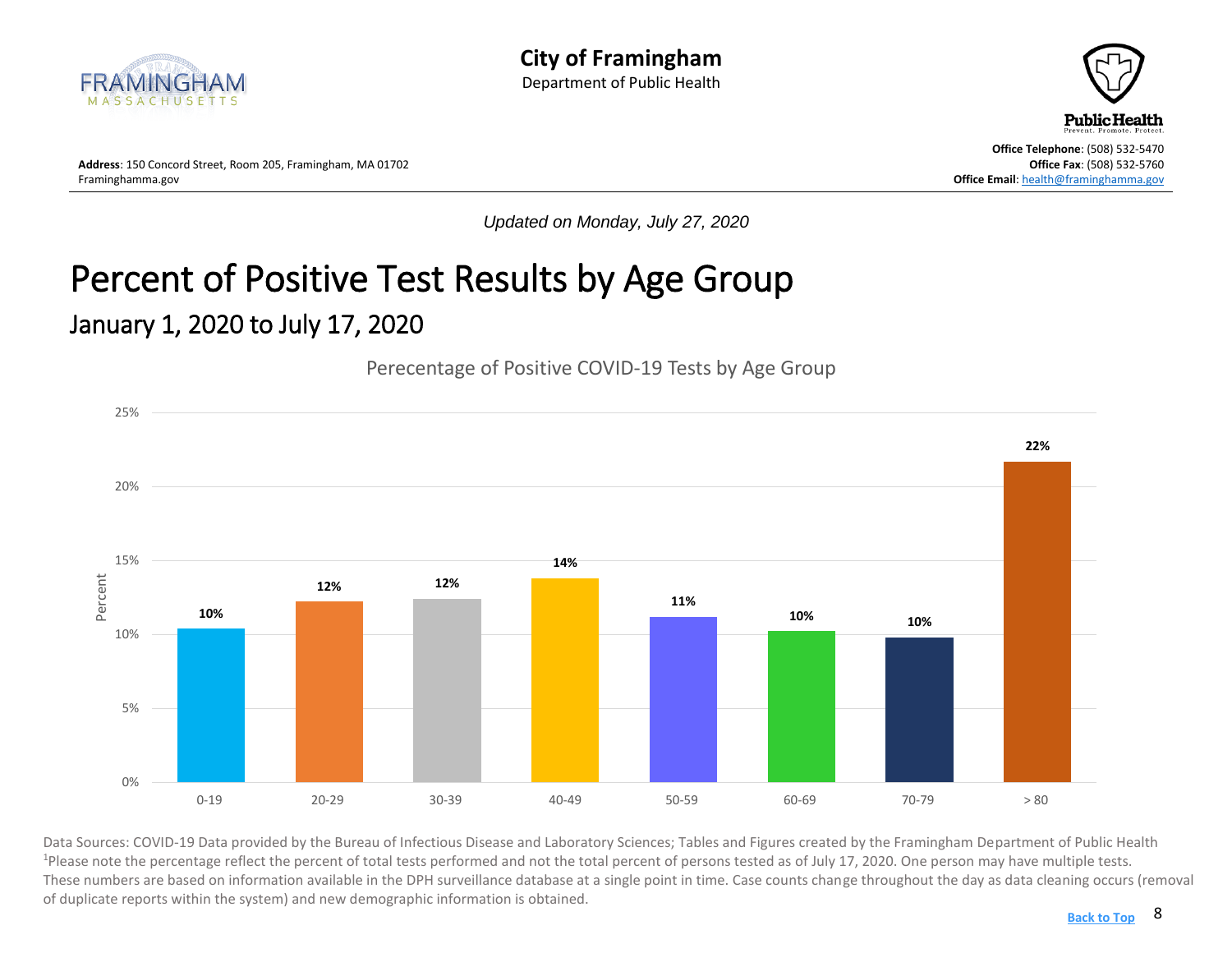City of Framingham
Department of Public Health

**Address**: 150 Concord Street, Room 205, Framingham, MA 01702
Framinghamma.gov

**Office Telephone**: (508) 532-5470
**Office Fax**: (508) 532-5760
**Office Email**: health@framinghamma.gov

*Updated on Monday, July 27, 2020*

# Percent of Positive Test Results by Age Group

## January 1, 2020 to July 17, 2020

Perecentage of Positive COVID-19 Tests by Age Group

| Age Group | Percent |
| --- | --- |
| 0-19 | 10% |
| 20-29 | 12% |
| 30-39 | 12% |
| 40-49 | 14% |
| 50-59 | 11% |
| 60-69 | 10% |
| 70-79 | 10% |
| > 80 | 22% |

Data Sources: COVID-19 Data provided by the Bureau of Infectious Disease and Laboratory Sciences; Tables and Figures created by the Framingham Department of Public Health
[1]Please note the percentage reflect the percent of total tests performed and not the total percent of persons tested as of July 17, 2020. One person may have multiple tests.
These numbers are based on information available in the DPH surveillance database at a single point in time. Case counts change throughout the day as data cleaning occurs (removal of duplicate reports within the system) and new demographic information is obtained.

Back to Top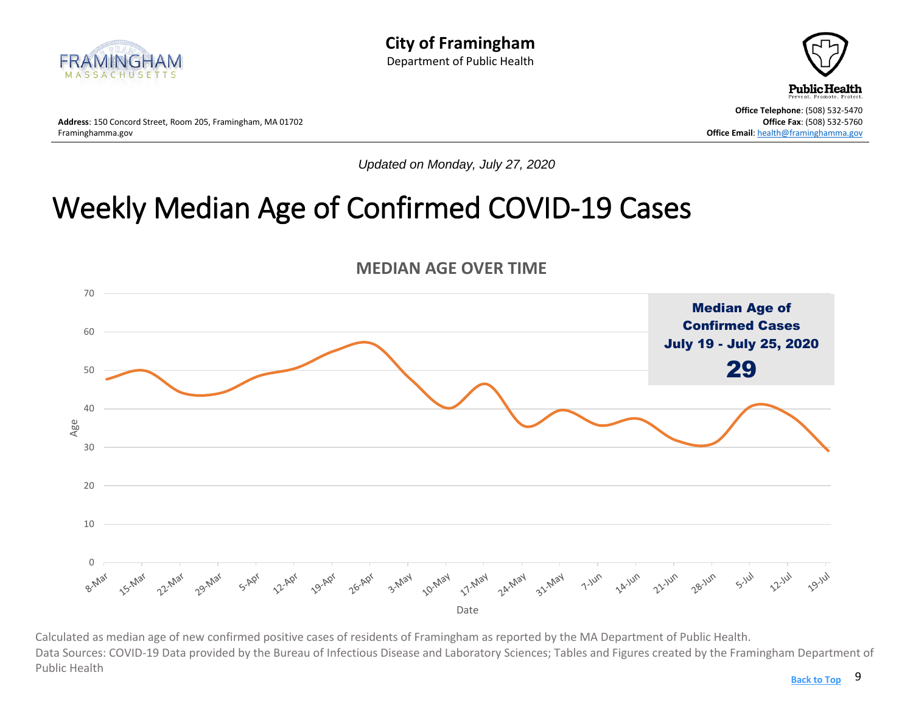**City of Framingham**
Department of Public Health

**Address**: 150 Concord Street, Room 205, Framingham, MA 01702
Framinghamma.gov

**Office Telephone**: (508) 532-5470
**Office Fax**: (508) 532-5760
**Office Email**: health@framinghamma.gov

*Updated on Monday, July 27, 2020*

# Weekly Median Age of Confirmed COVID-19 Cases

**MEDIAN AGE OVER TIME**

**Median Age of Confirmed Cases July 19 - July 25, 2020**

**29**

Calculated as median age of new confirmed positive cases of residents of Framingham as reported by the MA Department of Public Health.

Data Sources: COVID-19 Data provided by the Bureau of Infectious Disease and Laboratory Sciences; Tables and Figures created by the Framingham Department of Public Health

Back to Top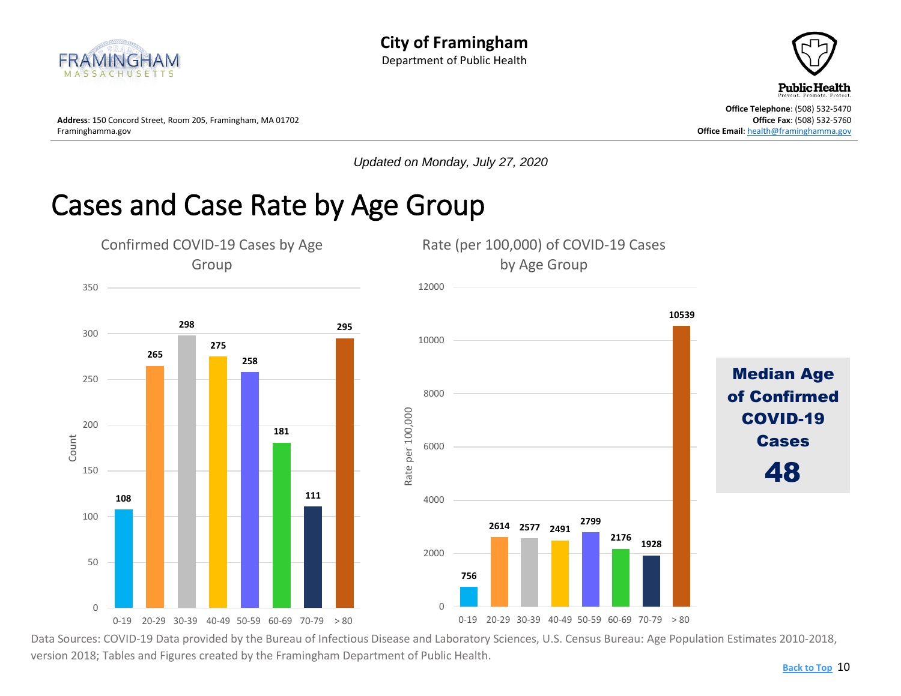**City of Framingham**
Department of Public Health

**Address**: 150 Concord Street, Room 205, Framingham, MA 01702
Framinghamma.gov

**Office Telephone**: (508) 532-5470
**Office Fax**: (508) 532-5760
**Office Email**: health@framinghamma.gov

*Updated on Monday, July 27, 2020*

# Cases and Case Rate by Age Group

Confirmed COVID-19 Cases by Age Group

| Age Group | Count |
|---|---|
| 0-19 | 108 |
| 20-29 | 265 |
| 30-39 | 298 |
| 40-49 | 275 |
| 50-59 | 258 |
| 60-69 | 181 |
| 70-79 | 111 |
| > 80 | 295 |

Rate (per 100,000) of COVID-19 Cases by Age Group

| Age Group | Rate per 100,000 |
|---|---|
| 0-19 | 756 |
| 20-29 | 2614 |
| 30-39 | 2577 |
| 40-49 | 2491 |
| 50-59 | 2799 |
| 60-69 | 2176 |
| 70-79 | 1928 |
| > 80 | 10539 |

**Median Age of Confirmed COVID-19 Cases**

**48**

Data Sources: COVID-19 Data provided by the Bureau of Infectious Disease and Laboratory Sciences, U.S. Census Bureau: Age Population Estimates 2010-2018, version 2018; Tables and Figures created by the Framingham Department of Public Health.

Back to Top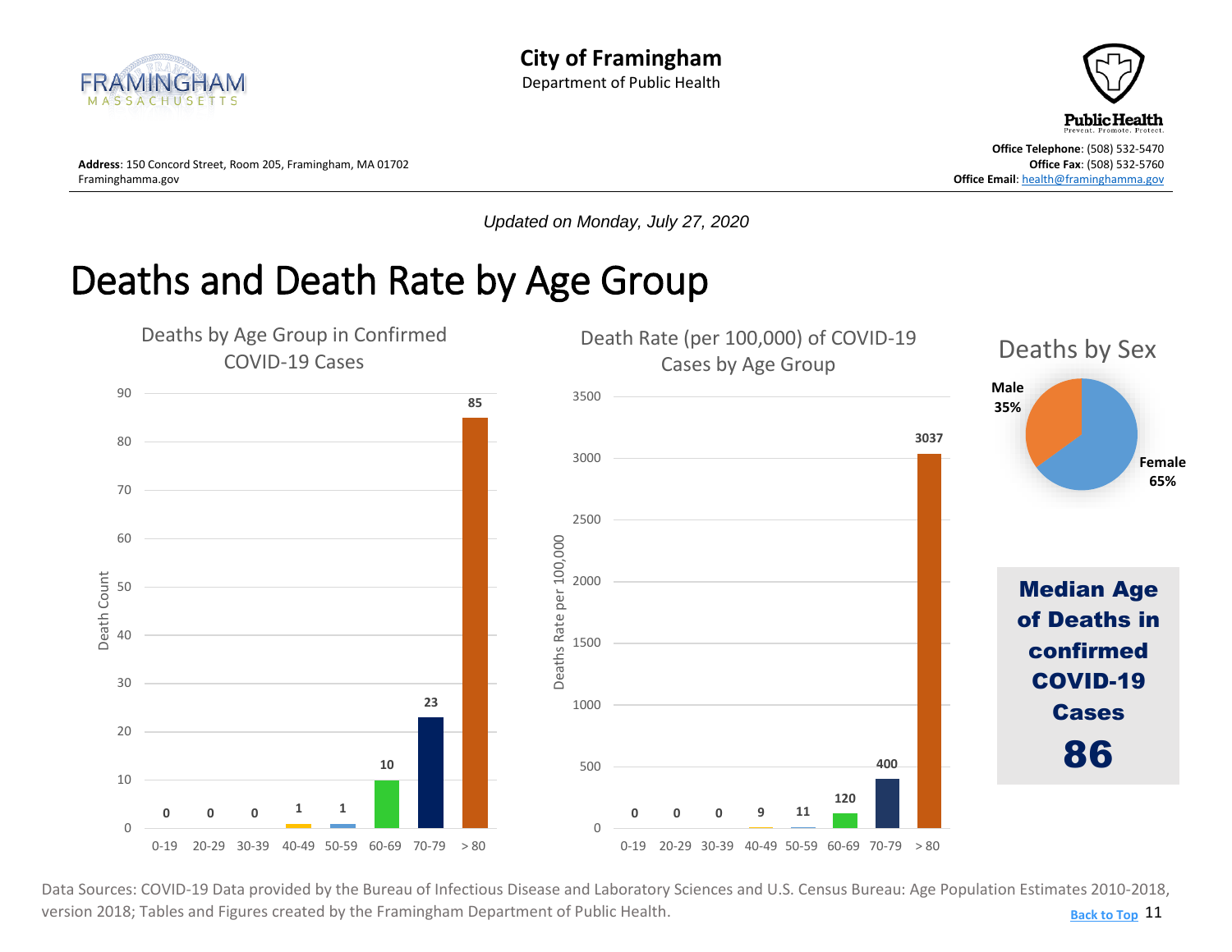City of Framingham
Department of Public Health

**Address**: 150 Concord Street, Room 205, Framingham, MA 01702
Framinghamma.gov

**Office Telephone**: (508) 532-5470
**Office Fax**: (508) 532-5760
**Office Email**: health@framinghamma.gov

*Updated on Monday, July 27, 2020*

# Deaths and Death Rate by Age Group

### Deaths by Age Group in Confirmed COVID-19 Cases

| Age Group | Death Count |
| --- | --- |
| 0-19 | 0 |
| 20-29 | 0 |
| 30-39 | 0 |
| 40-49 | 1 |
| 50-59 | 1 |
| 60-69 | 10 |
| 70-79 | 23 |
| > 80 | 85 |

### Death Rate (per 100,000) of COVID-19 Cases by Age Group

| Age Group | Deaths Rate per 100,000 |
| --- | --- |
| 0-19 | 0 |
| 20-29 | 0 |
| 30-39 | 0 |
| 40-49 | 9 |
| 50-59 | 11 |
| 60-69 | 120 |
| 70-79 | 400 |
| > 80 | 3037 |

### Deaths by Sex

| Sex | Percent |
| --- | --- |
| Male | 35% |
| Female | 65% |

**Median Age of Deaths in confirmed COVID-19 Cases**

**86**

Data Sources: COVID-19 Data provided by the Bureau of Infectious Disease and Laboratory Sciences and U.S. Census Bureau: Age Population Estimates 2010-2018, version 2018; Tables and Figures created by the Framingham Department of Public Health.

Back to Top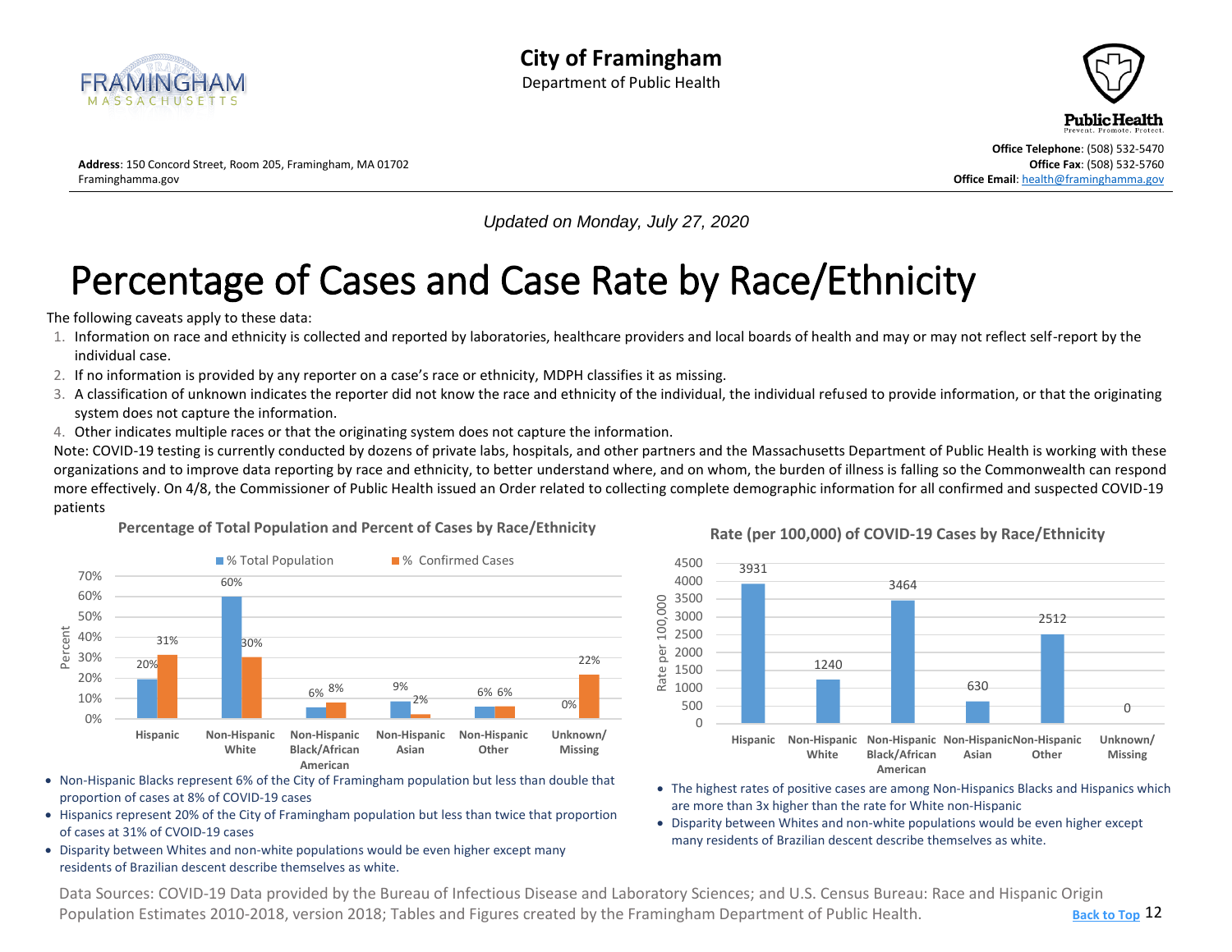# City of Framingham

Department of Public Health

**Address**: 150 Concord Street, Room 205, Framingham, MA 01702
Framinghamma.gov

**Office Telephone**: (508) 532-5470
**Office Fax**: (508) 532-5760
**Office Email**: health@framinghamma.gov

*Updated on Monday, July 27, 2020*

# Percentage of Cases and Case Rate by Race/Ethnicity

The following caveats apply to these data:

1. Information on race and ethnicity is collected and reported by laboratories, healthcare providers and local boards of health and may or may not reflect self-report by the individual case.
2. If no information is provided by any reporter on a case's race or ethnicity, MDPH classifies it as missing.
3. A classification of unknown indicates the reporter did not know the race and ethnicity of the individual, the individual refused to provide information, or that the originating system does not capture the information.
4. Other indicates multiple races or that the originating system does not capture the information.

Note: COVID-19 testing is currently conducted by dozens of private labs, hospitals, and other partners and the Massachusetts Department of Public Health is working with these organizations and to improve data reporting by race and ethnicity, to better understand where, and on whom, the burden of illness is falling so the Commonwealth can respond more effectively. On 4/8, the Commissioner of Public Health issued an Order related to collecting complete demographic information for all confirmed and suspected COVID-19 patients

**Percentage of Total Population and Percent of Cases by Race/Ethnicity**

| Race/Ethnicity | % Total Population | % Confirmed Cases |
|---|---|---|
| Hispanic | 20% | 31% |
| Non-Hispanic White | 60% | 30% |
| Non-Hispanic Black/African American | 6% | 8% |
| Non-Hispanic Asian | 9% | 2% |
| Non-Hispanic Other | 6% | 6% |
| Unknown/ Missing | 0% | 22% |

- Non-Hispanic Blacks represent 6% of the City of Framingham population but less than double that proportion of cases at 8% of COVID-19 cases
- Hispanics represent 20% of the City of Framingham population but less than twice that proportion of cases at 31% of CVOID-19 cases
- Disparity between Whites and non-white populations would be even higher except many residents of Brazilian descent describe themselves as white.

**Rate (per 100,000) of COVID-19 Cases by Race/Ethnicity**

| Race/Ethnicity | Rate per 100,000 |
|---|---|
| Hispanic | 3931 |
| Non-Hispanic White | 1240 |
| Non-Hispanic Black/African American | 3464 |
| Non-Hispanic Asian | 630 |
| Non-Hispanic Other | 2512 |
| Unknown/ Missing | 0 |

- The highest rates of positive cases are among Non-Hispanics Blacks and Hispanics which are more than 3x higher than the rate for White non-Hispanic
- Disparity between Whites and non-white populations would be even higher except many residents of Brazilian descent describe themselves as white.

Data Sources: COVID-19 Data provided by the Bureau of Infectious Disease and Laboratory Sciences; and U.S. Census Bureau: Race and Hispanic Origin Population Estimates 2010-2018, version 2018; Tables and Figures created by the Framingham Department of Public Health.

Back to Top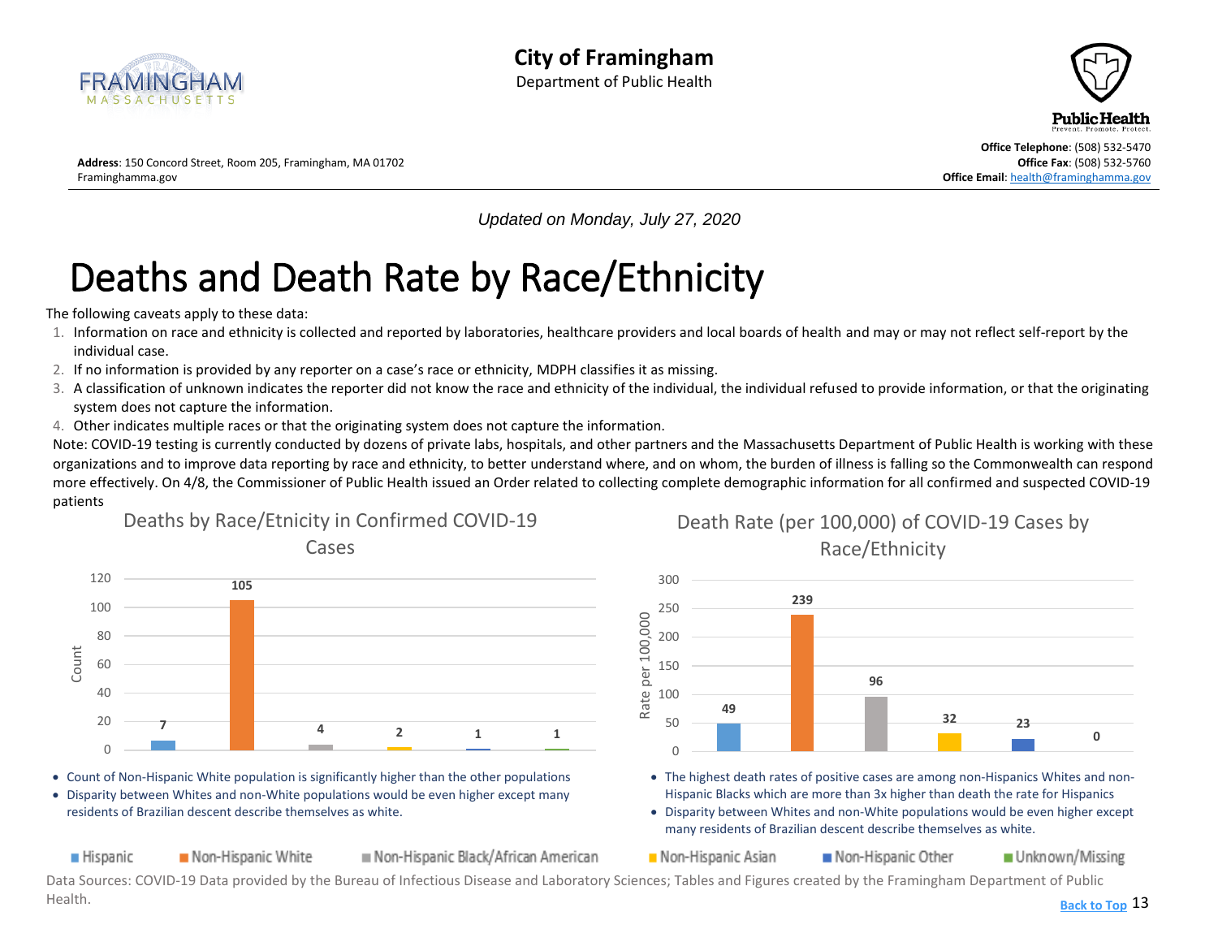**City of Framingham**
Department of Public Health

**Address**: 150 Concord Street, Room 205, Framingham, MA 01702
Framinghamma.gov

**Office Telephone**: (508) 532-5470
**Office Fax**: (508) 532-5760
**Office Email**: health@framinghamma.gov

*Updated on Monday, July 27, 2020*

# Deaths and Death Rate by Race/Ethnicity

The following caveats apply to these data:

1. Information on race and ethnicity is collected and reported by laboratories, healthcare providers and local boards of health and may or may not reflect self-report by the individual case.
2. If no information is provided by any reporter on a case's race or ethnicity, MDPH classifies it as missing.
3. A classification of unknown indicates the reporter did not know the race and ethnicity of the individual, the individual refused to provide information, or that the originating system does not capture the information.
4. Other indicates multiple races or that the originating system does not capture the information.

Note: COVID-19 testing is currently conducted by dozens of private labs, hospitals, and other partners and the Massachusetts Department of Public Health is working with these organizations and to improve data reporting by race and ethnicity, to better understand where, and on whom, the burden of illness is falling so the Commonwealth can respond more effectively. On 4/8, the Commissioner of Public Health issued an Order related to collecting complete demographic information for all confirmed and suspected COVID-19 patients

**Deaths by Race/Etnicity in Confirmed COVID-19 Cases**

| Race/Ethnicity | Count |
|---|---|
| Hispanic | 7 |
| Non-Hispanic White | 105 |
| Non-Hispanic Black/African American | 4 |
| Non-Hispanic Asian | 2 |
| Non-Hispanic Other | 1 |
| Unknown/Missing | 1 |

- Count of Non-Hispanic White population is significantly higher than the other populations
- Disparity between Whites and non-White populations would be even higher except many residents of Brazilian descent describe themselves as white.

**Death Rate (per 100,000) of COVID-19 Cases by Race/Ethnicity**

| Race/Ethnicity | Rate per 100,000 |
|---|---|
| Hispanic | 49 |
| Non-Hispanic White | 239 |
| Non-Hispanic Black/African American | 96 |
| Non-Hispanic Asian | 32 |
| Non-Hispanic Other | 23 |
| Unknown/Missing | 0 |

- The highest death rates of positive cases are among non-Hispanics Whites and non-Hispanic Blacks which are more than 3x higher than death the rate for Hispanics
- Disparity between Whites and non-White populations would be even higher except many residents of Brazilian descent describe themselves as white.

Data Sources: COVID-19 Data provided by the Bureau of Infectious Disease and Laboratory Sciences; Tables and Figures created by the Framingham Department of Public Health.

Back to Top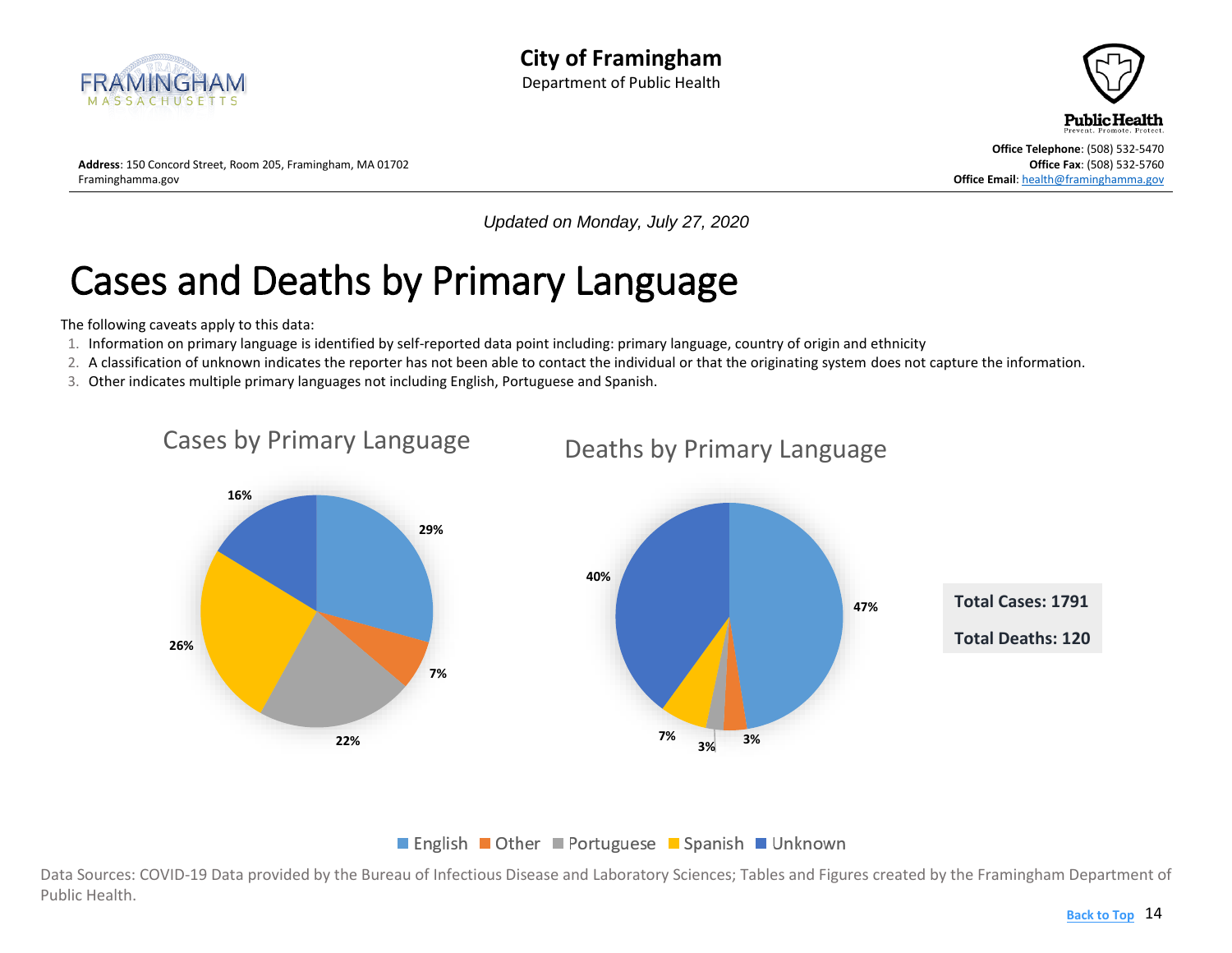# City of Framingham

Department of Public Health

**Address**: 150 Concord Street, Room 205, Framingham, MA 01702
Framinghamma.gov

**Office Telephone**: (508) 532-5470
**Office Fax**: (508) 532-5760
**Office Email**: health@framinghamma.gov

*Updated on Monday, July 27, 2020*

# Cases and Deaths by Primary Language

The following caveats apply to this data:

1. Information on primary language is identified by self-reported data point including: primary language, country of origin and ethnicity
2. A classification of unknown indicates the reporter has not been able to contact the individual or that the originating system does not capture the information.
3. Other indicates multiple primary languages not including English, Portuguese and Spanish.

## Cases by Primary Language

| Language | Percent |
|---|---|
| English | 29% |
| Other | 7% |
| Portuguese | 22% |
| Spanish | 26% |
| Unknown | 16% |

## Deaths by Primary Language

| Language | Percent |
|---|---|
| English | 47% |
| Other | 3% |
| Portuguese | 3% |
| Spanish | 7% |
| Unknown | 40% |

**Total Cases: 1791**

**Total Deaths: 120**

Data Sources: COVID-19 Data provided by the Bureau of Infectious Disease and Laboratory Sciences; Tables and Figures created by the Framingham Department of Public Health.

Back to Top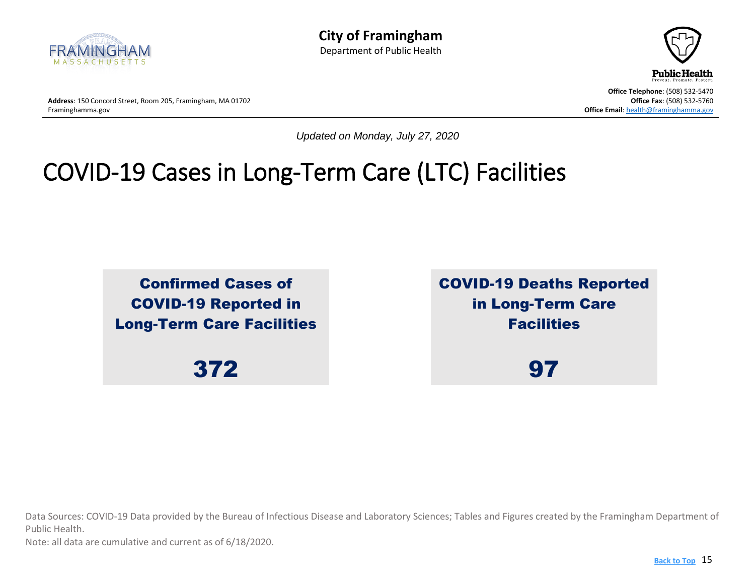**City of Framingham**
Department of Public Health

**Address**: 150 Concord Street, Room 205, Framingham, MA 01702
Framinghamma.gov

**Office Telephone**: (508) 532-5470
**Office Fax**: (508) 532-5760
**Office Email**: health@framinghamma.gov

*Updated on Monday, July 27, 2020*

# COVID-19 Cases in Long-Term Care (LTC) Facilities

**Confirmed Cases of COVID-19 Reported in Long-Term Care Facilities**

**372**

**COVID-19 Deaths Reported in Long-Term Care Facilities**

**97**

Data Sources: COVID-19 Data provided by the Bureau of Infectious Disease and Laboratory Sciences; Tables and Figures created by the Framingham Department of Public Health.
Note: all data are cumulative and current as of 6/18/2020.

Back to Top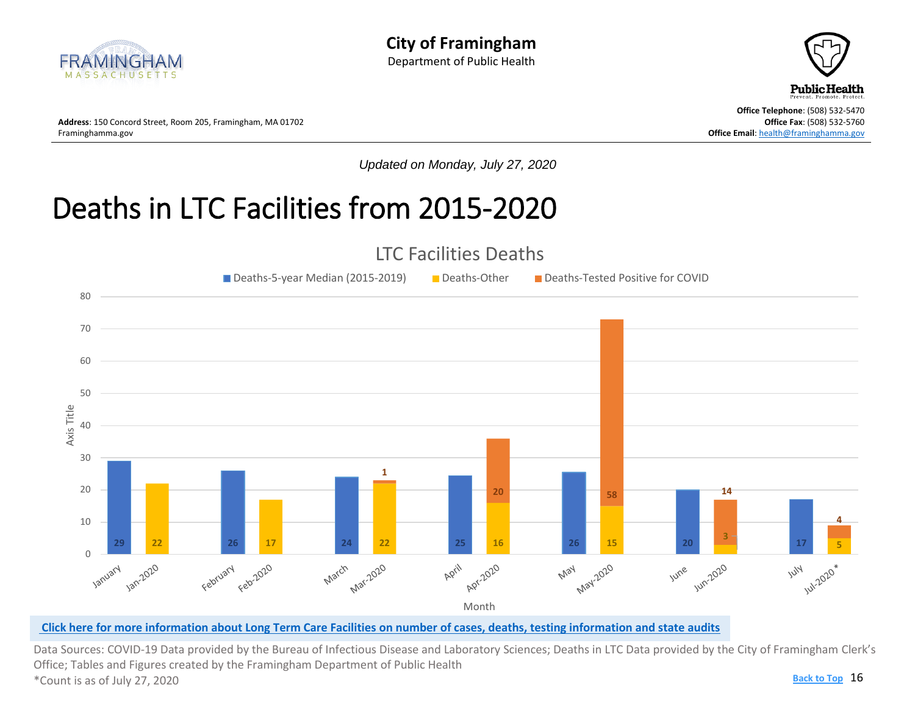# City of Framingham

Department of Public Health

**Address**: 150 Concord Street, Room 205, Framingham, MA 01702
Framinghamma.gov

**Office Telephone**: (508) 532-5470
**Office Fax**: (508) 532-5760
**Office Email**: health@framinghamma.gov

*Updated on Monday, July 27, 2020*

# Deaths in LTC Facilities from 2015-2020

## LTC Facilities Deaths

| Month | Deaths-5-year Median (2015-2019) | Deaths-Other | Deaths-Tested Positive for COVID |
|---|---|---|---|
| January | 29 | | |
| Jan-2020 | | 22 | |
| February | 26 | | |
| Feb-2020 | | 17 | |
| March | 24 | | |
| Mar-2020 | | 22 | 1 |
| April | 25 | | |
| Apr-2020 | | 16 | 20 |
| May | 26 | | |
| May-2020 | | 15 | 58 |
| June | 20 | | |
| Jun-2020 | | 3 | 14 |
| July | 17 | | |
| Jul-2020* | | 5 | 4 |

**Click here for more information about Long Term Care Facilities on number of cases, deaths, testing information and state audits**

Data Sources: COVID-19 Data provided by the Bureau of Infectious Disease and Laboratory Sciences; Deaths in LTC Data provided by the City of Framingham Clerk's Office; Tables and Figures created by the Framingham Department of Public Health

*Count is as of July 27, 2020

Back to Top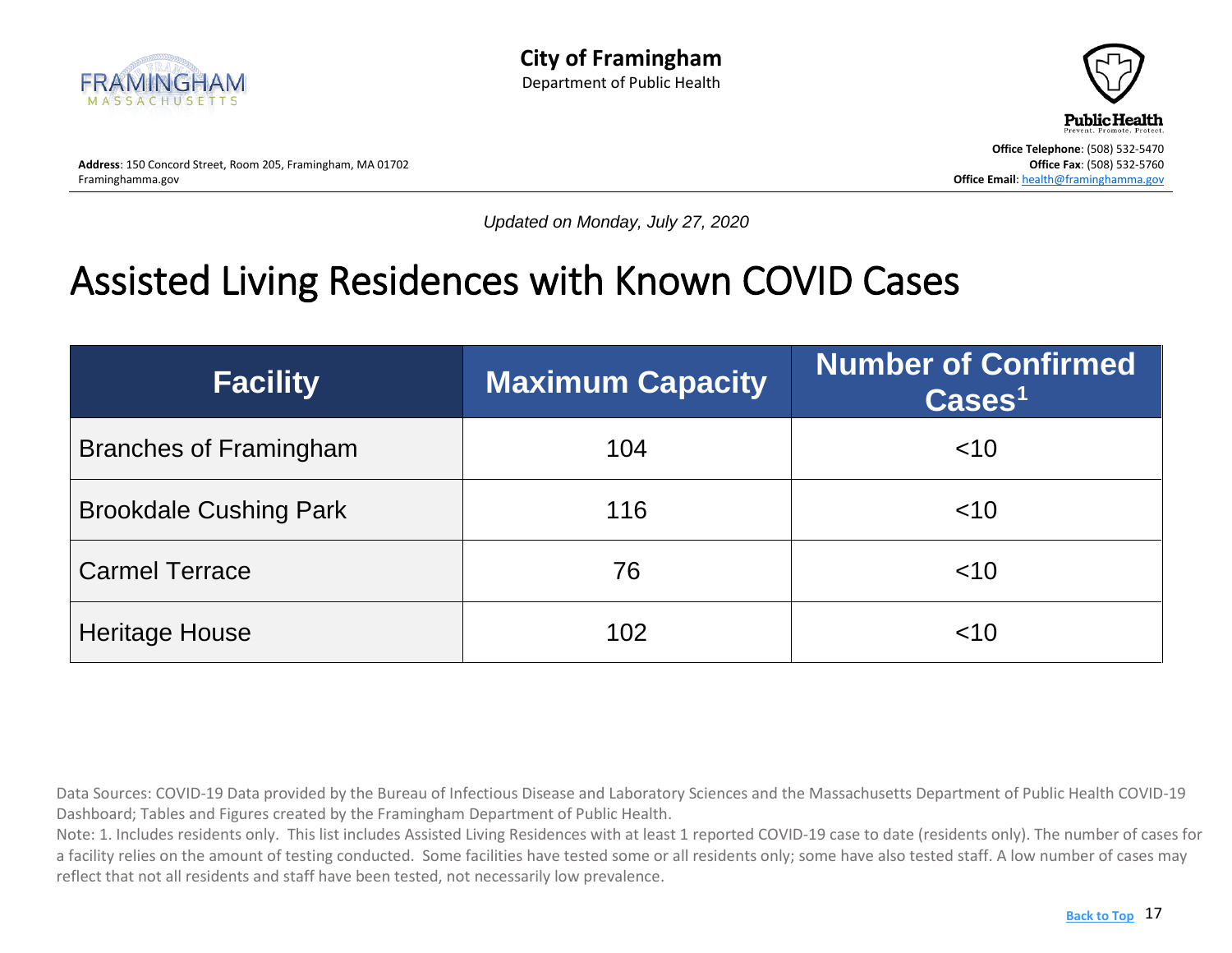**City of Framingham**
Department of Public Health

**Address**: 150 Concord Street, Room 205, Framingham, MA 01702
Framinghamma.gov

**Office Telephone**: (508) 532-5470
**Office Fax**: (508) 532-5760
**Office Email**: health@framinghamma.gov

*Updated on Monday, July 27, 2020*

# Assisted Living Residences with Known COVID Cases

| Facility | Maximum Capacity | Number of Confirmed Cases[1] |
|---|---|---|
| Branches of Framingham | 104 | <10 |
| Brookdale Cushing Park | 116 | <10 |
| Carmel Terrace | 76 | <10 |
| Heritage House | 102 | <10 |

Data Sources: COVID-19 Data provided by the Bureau of Infectious Disease and Laboratory Sciences and the Massachusetts Department of Public Health COVID-19 Dashboard; Tables and Figures created by the Framingham Department of Public Health.

Note: 1. Includes residents only. This list includes Assisted Living Residences with at least 1 reported COVID-19 case to date (residents only). The number of cases for a facility relies on the amount of testing conducted. Some facilities have tested some or all residents only; some have also tested staff. A low number of cases may reflect that not all residents and staff have been tested, not necessarily low prevalence.

Back to Top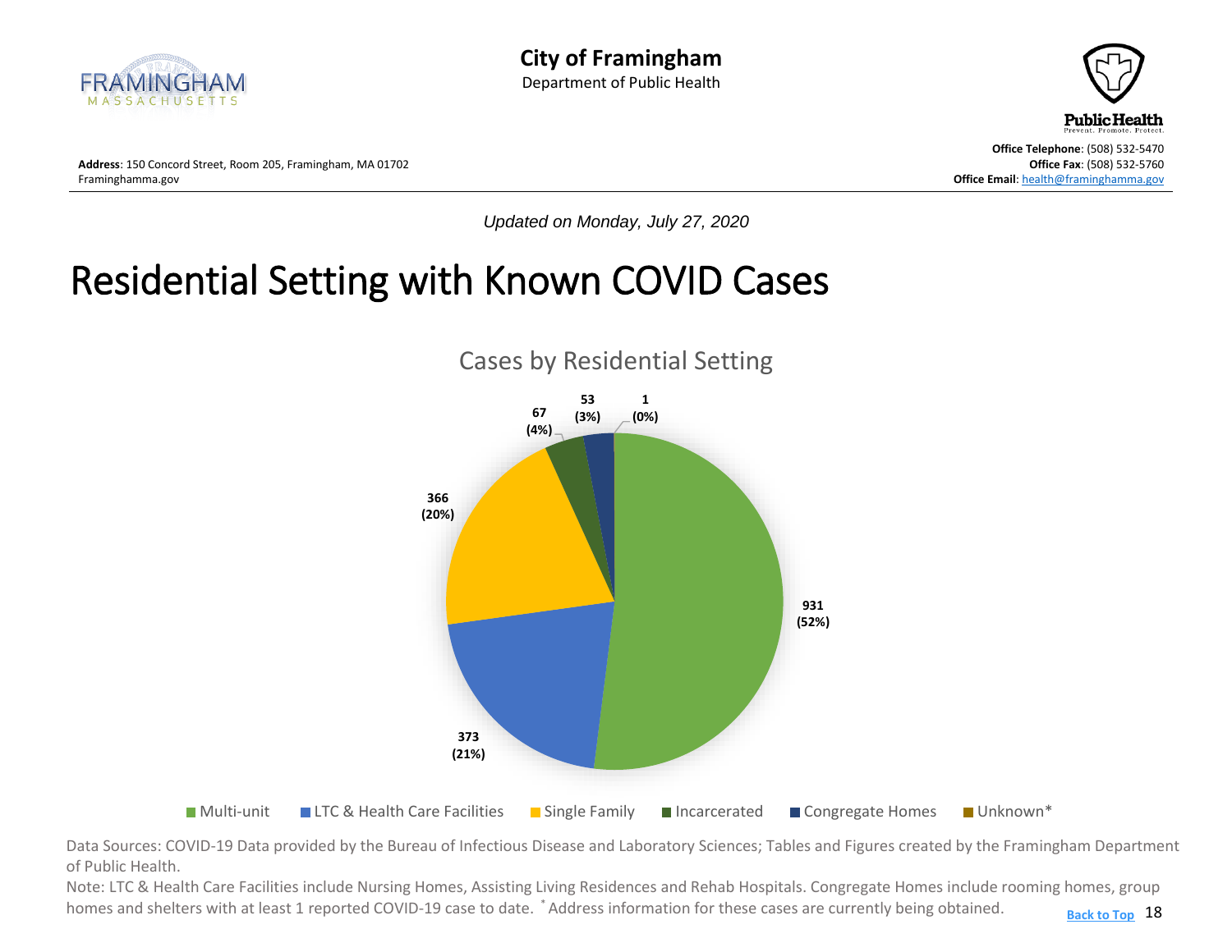**City of Framingham**
Department of Public Health

**Address**: 150 Concord Street, Room 205, Framingham, MA 01702
Framinghamma.gov

**Office Telephone**: (508) 532-5470
**Office Fax**: (508) 532-5760
**Office Email**: health@framinghamma.gov

*Updated on Monday, July 27, 2020*

# Residential Setting with Known COVID Cases

Cases by Residential Setting

931 (52%)
373 (21%)
366 (20%)
67 (4%)
53 (3%)
1 (0%)

Multi-unit
LTC & Health Care Facilities
Single Family
Incarcerated
Congregate Homes
Unknown*

Data Sources: COVID-19 Data provided by the Bureau of Infectious Disease and Laboratory Sciences; Tables and Figures created by the Framingham Department of Public Health.

Note: LTC & Health Care Facilities include Nursing Homes, Assisting Living Residences and Rehab Hospitals. Congregate Homes include rooming homes, group homes and shelters with at least 1 reported COVID-19 case to date. * Address information for these cases are currently being obtained.

Back to Top